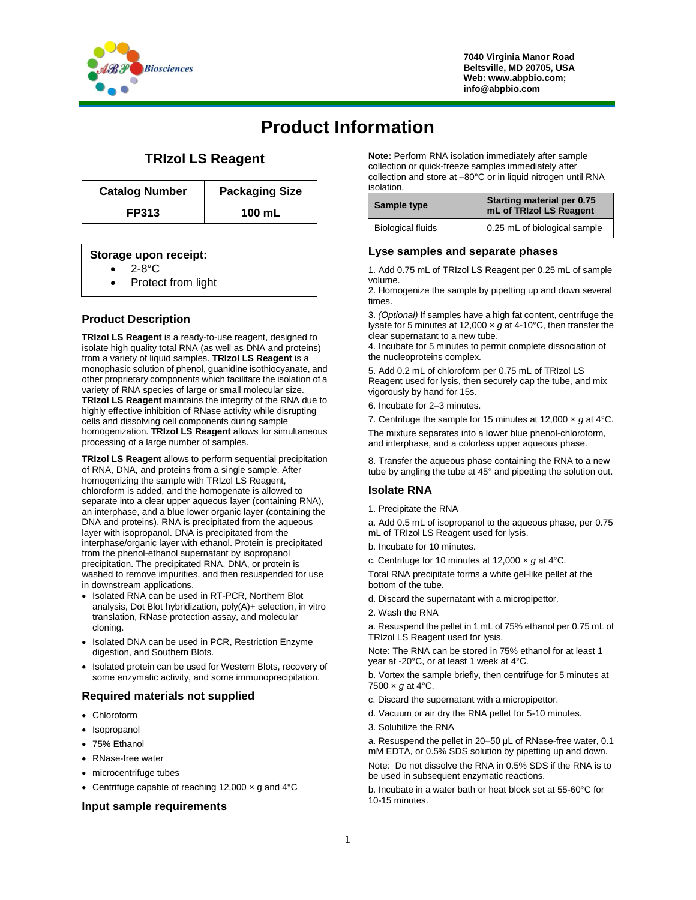7040 Virginia Manor Road
Beltsville, MD 20705, USA
Web: www.abpbio.com;
info@abpbio.com

# Product Information

## TRIzol LS Reagent

| Catalog Number | Packaging Size |
|---|---|
| FP313 | 100 mL |

**Storage upon receipt:**
- 2-8°C
- Protect from light

### Product Description

**TRIzol LS Reagent** is a ready-to-use reagent, designed to isolate high quality total RNA (as well as DNA and proteins) from a variety of liquid samples. **TRIzol LS Reagent** is a monophasic solution of phenol, guanidine isothiocyanate, and other proprietary components which facilitate the isolation of a variety of RNA species of large or small molecular size. **TRIzol LS Reagent** maintains the integrity of the RNA due to highly effective inhibition of RNase activity while disrupting cells and dissolving cell components during sample homogenization. **TRIzol LS Reagent** allows for simultaneous processing of a large number of samples.

**TRIzol LS Reagent** allows to perform sequential precipitation of RNA, DNA, and proteins from a single sample. After homogenizing the sample with TRIzol LS Reagent, chloroform is added, and the homogenate is allowed to separate into a clear upper aqueous layer (containing RNA), an interphase, and a blue lower organic layer (containing the DNA and proteins). RNA is precipitated from the aqueous layer with isopropanol. DNA is precipitated from the interphase/organic layer with ethanol. Protein is precipitated from the phenol-ethanol supernatant by isopropanol precipitation. The precipitated RNA, DNA, or protein is washed to remove impurities, and then resuspended for use in downstream applications.

- Isolated RNA can be used in RT-PCR, Northern Blot analysis, Dot Blot hybridization, poly(A)+ selection, in vitro translation, RNase protection assay, and molecular cloning.
- Isolated DNA can be used in PCR, Restriction Enzyme digestion, and Southern Blots.
- Isolated protein can be used for Western Blots, recovery of some enzymatic activity, and some immunoprecipitation.

### Required materials not supplied

- Chloroform
- Isopropanol
- 75% Ethanol
- RNase-free water
- microcentrifuge tubes
- Centrifuge capable of reaching 12,000 × g and 4°C

### Input sample requirements

**Note:** Perform RNA isolation immediately after sample collection or quick-freeze samples immediately after collection and store at –80°C or in liquid nitrogen until RNA isolation.

| Sample type | Starting material per 0.75 mL of TRIzol LS Reagent |
|---|---|
| Biological fluids | 0.25 mL of biological sample |

### Lyse samples and separate phases

1. Add 0.75 mL of TRIzol LS Reagent per 0.25 mL of sample volume.
2. Homogenize the sample by pipetting up and down several times.
3. *(Optional)* If samples have a high fat content, centrifuge the lysate for 5 minutes at 12,000 × *g* at 4-10°C, then transfer the clear supernatant to a new tube.
4. Incubate for 5 minutes to permit complete dissociation of the nucleoproteins complex.
5. Add 0.2 mL of chloroform per 0.75 mL of TRIzol LS Reagent used for lysis, then securely cap the tube, and mix vigorously by hand for 15s.
6. Incubate for 2–3 minutes.
7. Centrifuge the sample for 15 minutes at 12,000 × *g* at 4°C.

The mixture separates into a lower blue phenol-chloroform, and interphase, and a colorless upper aqueous phase.

8. Transfer the aqueous phase containing the RNA to a new tube by angling the tube at 45° and pipetting the solution out.

### Isolate RNA

1. Precipitate the RNA

a. Add 0.5 mL of isopropanol to the aqueous phase, per 0.75 mL of TRIzol LS Reagent used for lysis.

b. Incubate for 10 minutes.

c. Centrifuge for 10 minutes at 12,000 × *g* at 4°C.

Total RNA precipitate forms a white gel-like pellet at the bottom of the tube.

d. Discard the supernatant with a micropipettor.

2. Wash the RNA

a. Resuspend the pellet in 1 mL of 75% ethanol per 0.75 mL of TRIzol LS Reagent used for lysis.

Note: The RNA can be stored in 75% ethanol for at least 1 year at -20°C, or at least 1 week at 4°C.

b. Vortex the sample briefly, then centrifuge for 5 minutes at 7500 × *g* at 4°C.

c. Discard the supernatant with a micropipettor.

d. Vacuum or air dry the RNA pellet for 5-10 minutes.

3. Solubilize the RNA

a. Resuspend the pellet in 20–50 µL of RNase-free water, 0.1 mM EDTA, or 0.5% SDS solution by pipetting up and down.

Note: Do not dissolve the RNA in 0.5% SDS if the RNA is to be used in subsequent enzymatic reactions.

b. Incubate in a water bath or heat block set at 55-60°C for 10-15 minutes.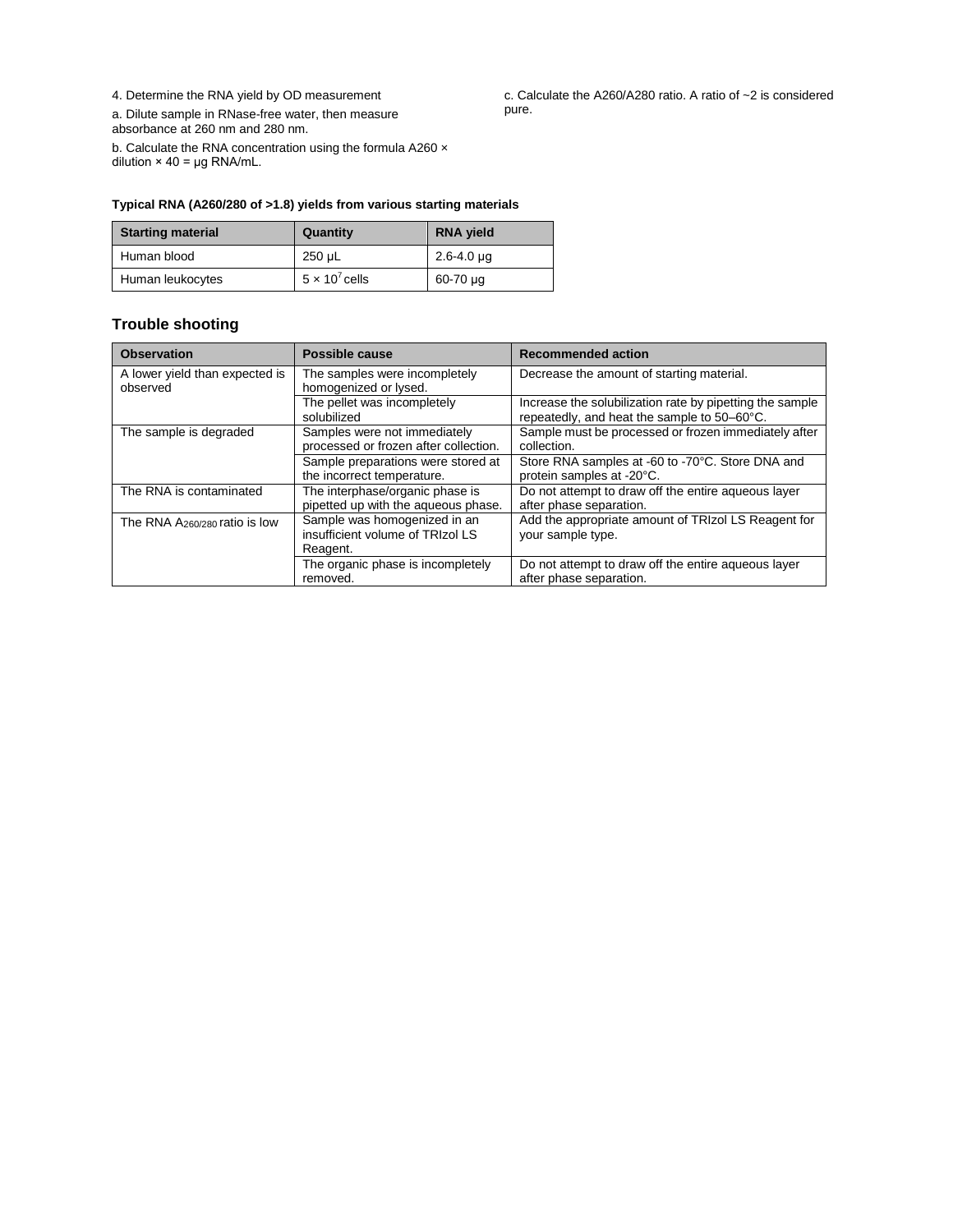4. Determine the RNA yield by OD measurement

a. Dilute sample in RNase-free water, then measure absorbance at 260 nm and 280 nm.

b. Calculate the RNA concentration using the formula A260 × dilution × 40 = µg RNA/mL.

c. Calculate the A260/A280 ratio. A ratio of ~2 is considered pure.

**Typical RNA (A260/280 of >1.8) yields from various starting materials**

| Starting material | Quantity | RNA yield |
|---|---|---|
| Human blood | 250 µL | 2.6-4.0 µg |
| Human leukocytes | $5 \times 10^7$ cells | 60-70 µg |

## Trouble shooting

| Observation | Possible cause | Recommended action |
|---|---|---|
| A lower yield than expected is observed | The samples were incompletely homogenized or lysed. | Decrease the amount of starting material. |
| | The pellet was incompletely solubilized | Increase the solubilization rate by pipetting the sample repeatedly, and heat the sample to 50–60°C. |
| The sample is degraded | Samples were not immediately processed or frozen after collection. | Sample must be processed or frozen immediately after collection. |
| | Sample preparations were stored at the incorrect temperature. | Store RNA samples at -60 to -70°C. Store DNA and protein samples at -20°C. |
| The RNA is contaminated | The interphase/organic phase is pipetted up with the aqueous phase. | Do not attempt to draw off the entire aqueous layer after phase separation. |
| The RNA $A_{260/280}$ ratio is low | Sample was homogenized in an insufficient volume of TRIzol LS Reagent. | Add the appropriate amount of TRIzol LS Reagent for your sample type. |
| | The organic phase is incompletely removed. | Do not attempt to draw off the entire aqueous layer after phase separation. |